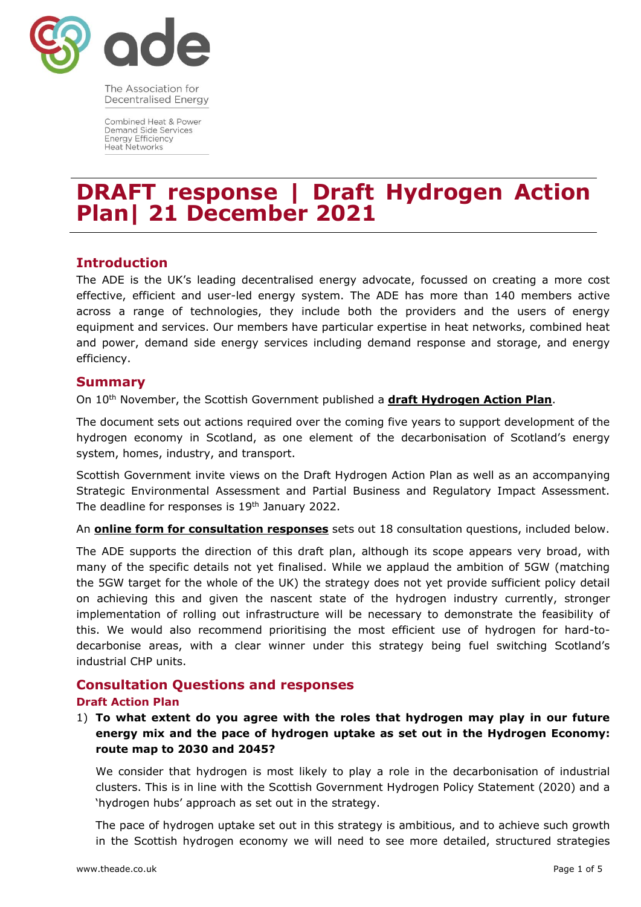ade

The Association for Decentralised Energy

Combined Heat & Power
Demand Side Services
Energy Efficiency
Heat Networks

# DRAFT response | Draft Hydrogen Action Plan| 21 December 2021

## Introduction

The ADE is the UK's leading decentralised energy advocate, focussed on creating a more cost effective, efficient and user-led energy system. The ADE has more than 140 members active across a range of technologies, they include both the providers and the users of energy equipment and services. Our members have particular expertise in heat networks, combined heat and power, demand side energy services including demand response and storage, and energy efficiency.

## Summary

On 10th November, the Scottish Government published a **draft Hydrogen Action Plan**.

The document sets out actions required over the coming five years to support development of the hydrogen economy in Scotland, as one element of the decarbonisation of Scotland's energy system, homes, industry, and transport.

Scottish Government invite views on the Draft Hydrogen Action Plan as well as an accompanying Strategic Environmental Assessment and Partial Business and Regulatory Impact Assessment. The deadline for responses is 19th January 2022.

An **online form for consultation responses** sets out 18 consultation questions, included below.

The ADE supports the direction of this draft plan, although its scope appears very broad, with many of the specific details not yet finalised. While we applaud the ambition of 5GW (matching the 5GW target for the whole of the UK) the strategy does not yet provide sufficient policy detail on achieving this and given the nascent state of the hydrogen industry currently, stronger implementation of rolling out infrastructure will be necessary to demonstrate the feasibility of this. We would also recommend prioritising the most efficient use of hydrogen for hard-to-decarbonise areas, with a clear winner under this strategy being fuel switching Scotland's industrial CHP units.

## Consultation Questions and responses

### Draft Action Plan

1) **To what extent do you agree with the roles that hydrogen may play in our future energy mix and the pace of hydrogen uptake as set out in the Hydrogen Economy: route map to 2030 and 2045?**

   We consider that hydrogen is most likely to play a role in the decarbonisation of industrial clusters. This is in line with the Scottish Government Hydrogen Policy Statement (2020) and a 'hydrogen hubs' approach as set out in the strategy.

   The pace of hydrogen uptake set out in this strategy is ambitious, and to achieve such growth in the Scottish hydrogen economy we will need to see more detailed, structured strategies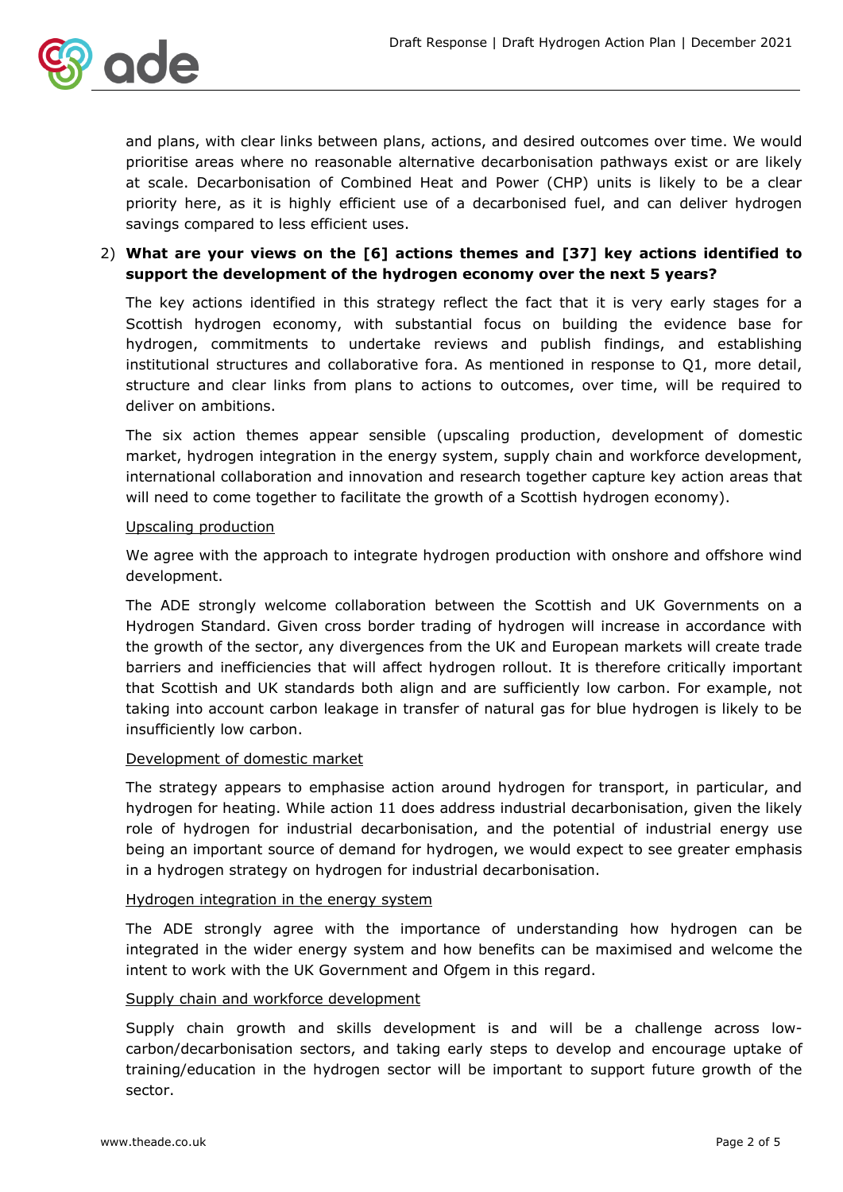and plans, with clear links between plans, actions, and desired outcomes over time. We would prioritise areas where no reasonable alternative decarbonisation pathways exist or are likely at scale. Decarbonisation of Combined Heat and Power (CHP) units is likely to be a clear priority here, as it is highly efficient use of a decarbonised fuel, and can deliver hydrogen savings compared to less efficient uses.

2) **What are your views on the [6] actions themes and [37] key actions identified to support the development of the hydrogen economy over the next 5 years?**

The key actions identified in this strategy reflect the fact that it is very early stages for a Scottish hydrogen economy, with substantial focus on building the evidence base for hydrogen, commitments to undertake reviews and publish findings, and establishing institutional structures and collaborative fora. As mentioned in response to Q1, more detail, structure and clear links from plans to actions to outcomes, over time, will be required to deliver on ambitions.

The six action themes appear sensible (upscaling production, development of domestic market, hydrogen integration in the energy system, supply chain and workforce development, international collaboration and innovation and research together capture key action areas that will need to come together to facilitate the growth of a Scottish hydrogen economy).

Upscaling production

We agree with the approach to integrate hydrogen production with onshore and offshore wind development.

The ADE strongly welcome collaboration between the Scottish and UK Governments on a Hydrogen Standard. Given cross border trading of hydrogen will increase in accordance with the growth of the sector, any divergences from the UK and European markets will create trade barriers and inefficiencies that will affect hydrogen rollout. It is therefore critically important that Scottish and UK standards both align and are sufficiently low carbon. For example, not taking into account carbon leakage in transfer of natural gas for blue hydrogen is likely to be insufficiently low carbon.

Development of domestic market

The strategy appears to emphasise action around hydrogen for transport, in particular, and hydrogen for heating. While action 11 does address industrial decarbonisation, given the likely role of hydrogen for industrial decarbonisation, and the potential of industrial energy use being an important source of demand for hydrogen, we would expect to see greater emphasis in a hydrogen strategy on hydrogen for industrial decarbonisation.

Hydrogen integration in the energy system

The ADE strongly agree with the importance of understanding how hydrogen can be integrated in the wider energy system and how benefits can be maximised and welcome the intent to work with the UK Government and Ofgem in this regard.

Supply chain and workforce development

Supply chain growth and skills development is and will be a challenge across low-carbon/decarbonisation sectors, and taking early steps to develop and encourage uptake of training/education in the hydrogen sector will be important to support future growth of the sector.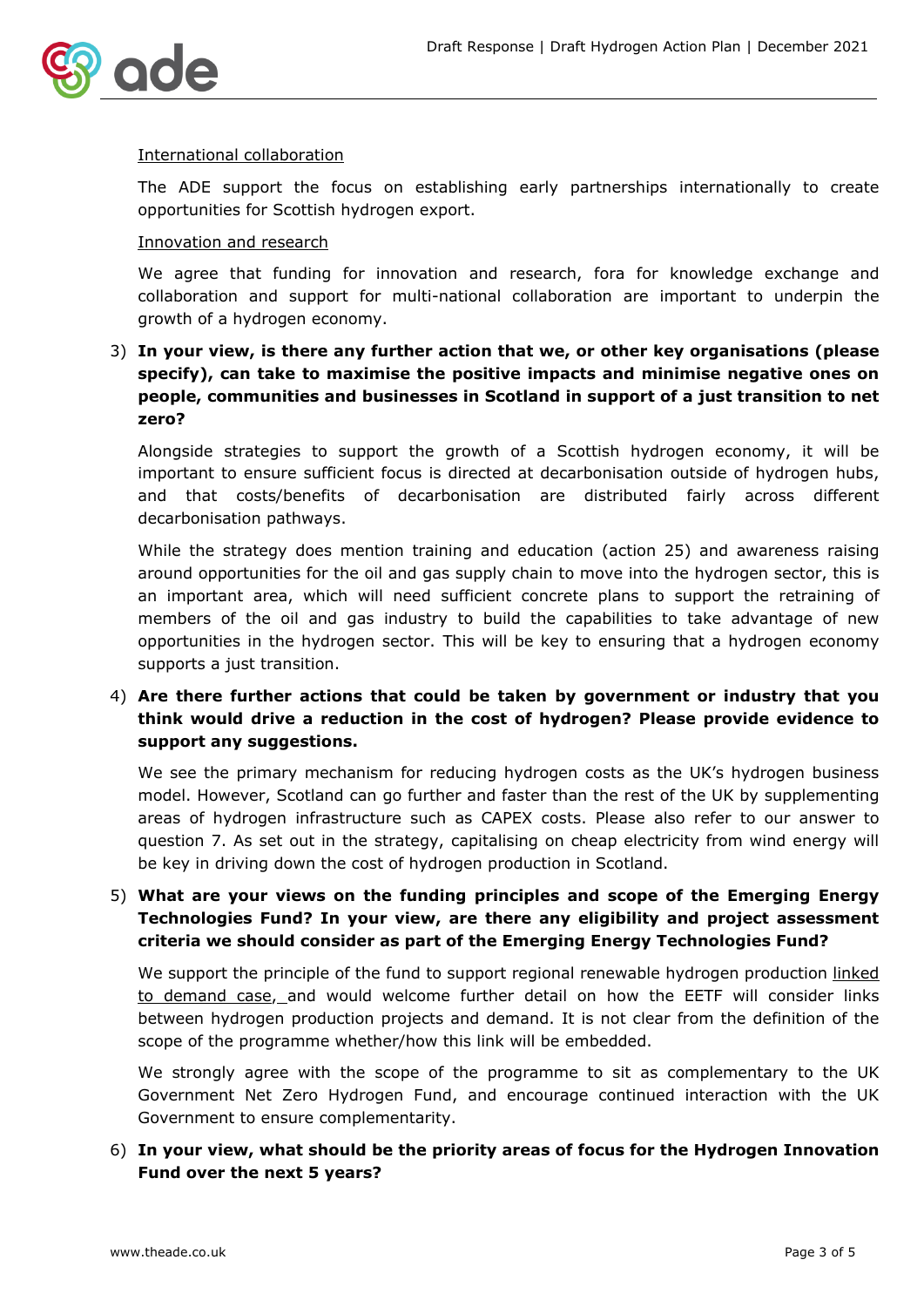International collaboration

The ADE support the focus on establishing early partnerships internationally to create opportunities for Scottish hydrogen export.

Innovation and research

We agree that funding for innovation and research, fora for knowledge exchange and collaboration and support for multi-national collaboration are important to underpin the growth of a hydrogen economy.

3) **In your view, is there any further action that we, or other key organisations (please specify), can take to maximise the positive impacts and minimise negative ones on people, communities and businesses in Scotland in support of a just transition to net zero?**

Alongside strategies to support the growth of a Scottish hydrogen economy, it will be important to ensure sufficient focus is directed at decarbonisation outside of hydrogen hubs, and that costs/benefits of decarbonisation are distributed fairly across different decarbonisation pathways.

While the strategy does mention training and education (action 25) and awareness raising around opportunities for the oil and gas supply chain to move into the hydrogen sector, this is an important area, which will need sufficient concrete plans to support the retraining of members of the oil and gas industry to build the capabilities to take advantage of new opportunities in the hydrogen sector. This will be key to ensuring that a hydrogen economy supports a just transition.

4) **Are there further actions that could be taken by government or industry that you think would drive a reduction in the cost of hydrogen? Please provide evidence to support any suggestions.**

We see the primary mechanism for reducing hydrogen costs as the UK's hydrogen business model. However, Scotland can go further and faster than the rest of the UK by supplementing areas of hydrogen infrastructure such as CAPEX costs. Please also refer to our answer to question 7. As set out in the strategy, capitalising on cheap electricity from wind energy will be key in driving down the cost of hydrogen production in Scotland.

5) **What are your views on the funding principles and scope of the Emerging Energy Technologies Fund? In your view, are there any eligibility and project assessment criteria we should consider as part of the Emerging Energy Technologies Fund?**

We support the principle of the fund to support regional renewable hydrogen production linked to demand case, and would welcome further detail on how the EETF will consider links between hydrogen production projects and demand. It is not clear from the definition of the scope of the programme whether/how this link will be embedded.

We strongly agree with the scope of the programme to sit as complementary to the UK Government Net Zero Hydrogen Fund, and encourage continued interaction with the UK Government to ensure complementarity.

6) **In your view, what should be the priority areas of focus for the Hydrogen Innovation Fund over the next 5 years?**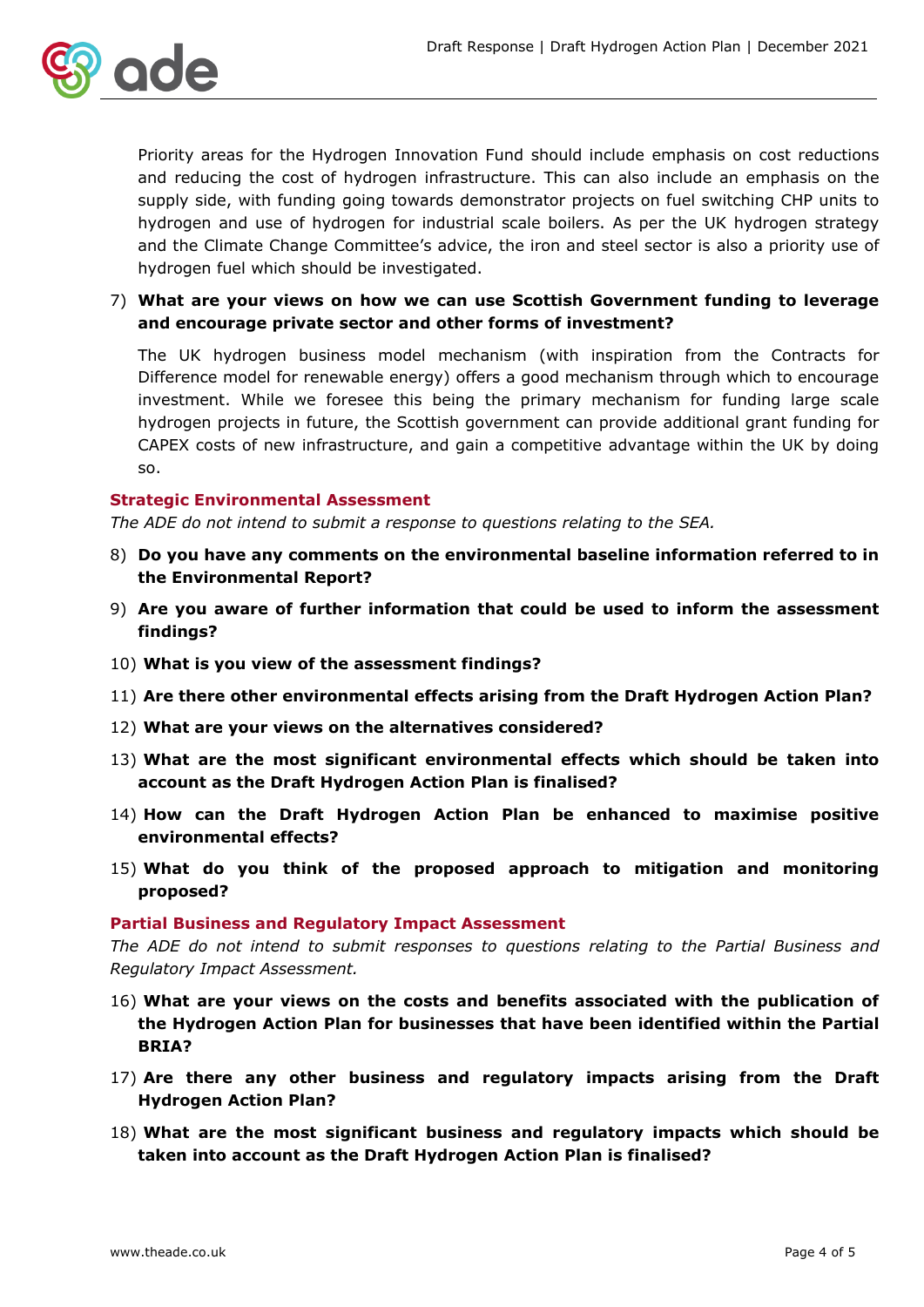Priority areas for the Hydrogen Innovation Fund should include emphasis on cost reductions and reducing the cost of hydrogen infrastructure. This can also include an emphasis on the supply side, with funding going towards demonstrator projects on fuel switching CHP units to hydrogen and use of hydrogen for industrial scale boilers. As per the UK hydrogen strategy and the Climate Change Committee's advice, the iron and steel sector is also a priority use of hydrogen fuel which should be investigated.

7) **What are your views on how we can use Scottish Government funding to leverage and encourage private sector and other forms of investment?**

   The UK hydrogen business model mechanism (with inspiration from the Contracts for Difference model for renewable energy) offers a good mechanism through which to encourage investment. While we foresee this being the primary mechanism for funding large scale hydrogen projects in future, the Scottish government can provide additional grant funding for CAPEX costs of new infrastructure, and gain a competitive advantage within the UK by doing so.

### Strategic Environmental Assessment

*The ADE do not intend to submit a response to questions relating to the SEA.*

8) **Do you have any comments on the environmental baseline information referred to in the Environmental Report?**
9) **Are you aware of further information that could be used to inform the assessment findings?**
10) **What is you view of the assessment findings?**
11) **Are there other environmental effects arising from the Draft Hydrogen Action Plan?**
12) **What are your views on the alternatives considered?**
13) **What are the most significant environmental effects which should be taken into account as the Draft Hydrogen Action Plan is finalised?**
14) **How can the Draft Hydrogen Action Plan be enhanced to maximise positive environmental effects?**
15) **What do you think of the proposed approach to mitigation and monitoring proposed?**

### Partial Business and Regulatory Impact Assessment

*The ADE do not intend to submit responses to questions relating to the Partial Business and Regulatory Impact Assessment.*

16) **What are your views on the costs and benefits associated with the publication of the Hydrogen Action Plan for businesses that have been identified within the Partial BRIA?**
17) **Are there any other business and regulatory impacts arising from the Draft Hydrogen Action Plan?**
18) **What are the most significant business and regulatory impacts which should be taken into account as the Draft Hydrogen Action Plan is finalised?**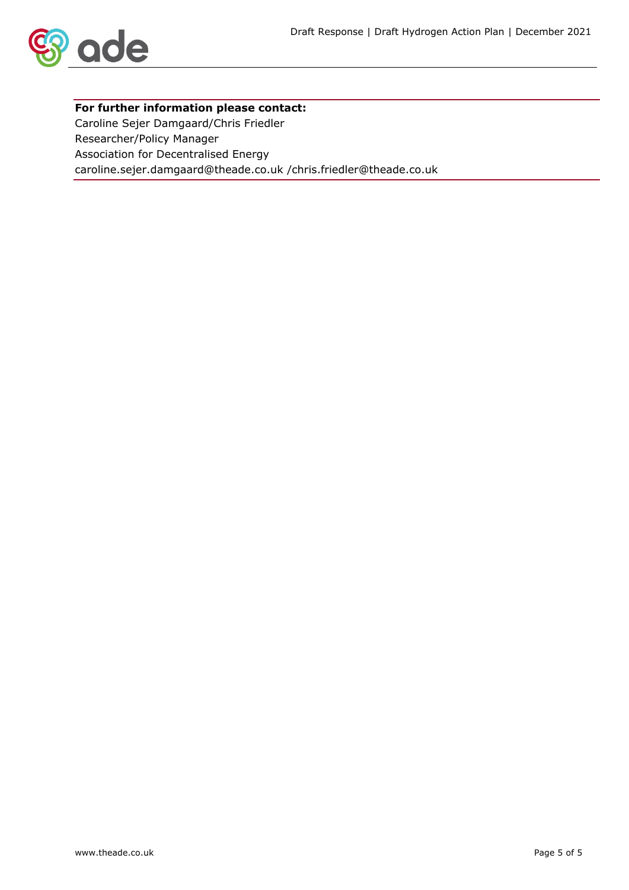**For further information please contact:**

Caroline Sejer Damgaard/Chris Friedler
Researcher/Policy Manager
Association for Decentralised Energy
caroline.sejer.damgaard@theade.co.uk /chris.friedler@theade.co.uk